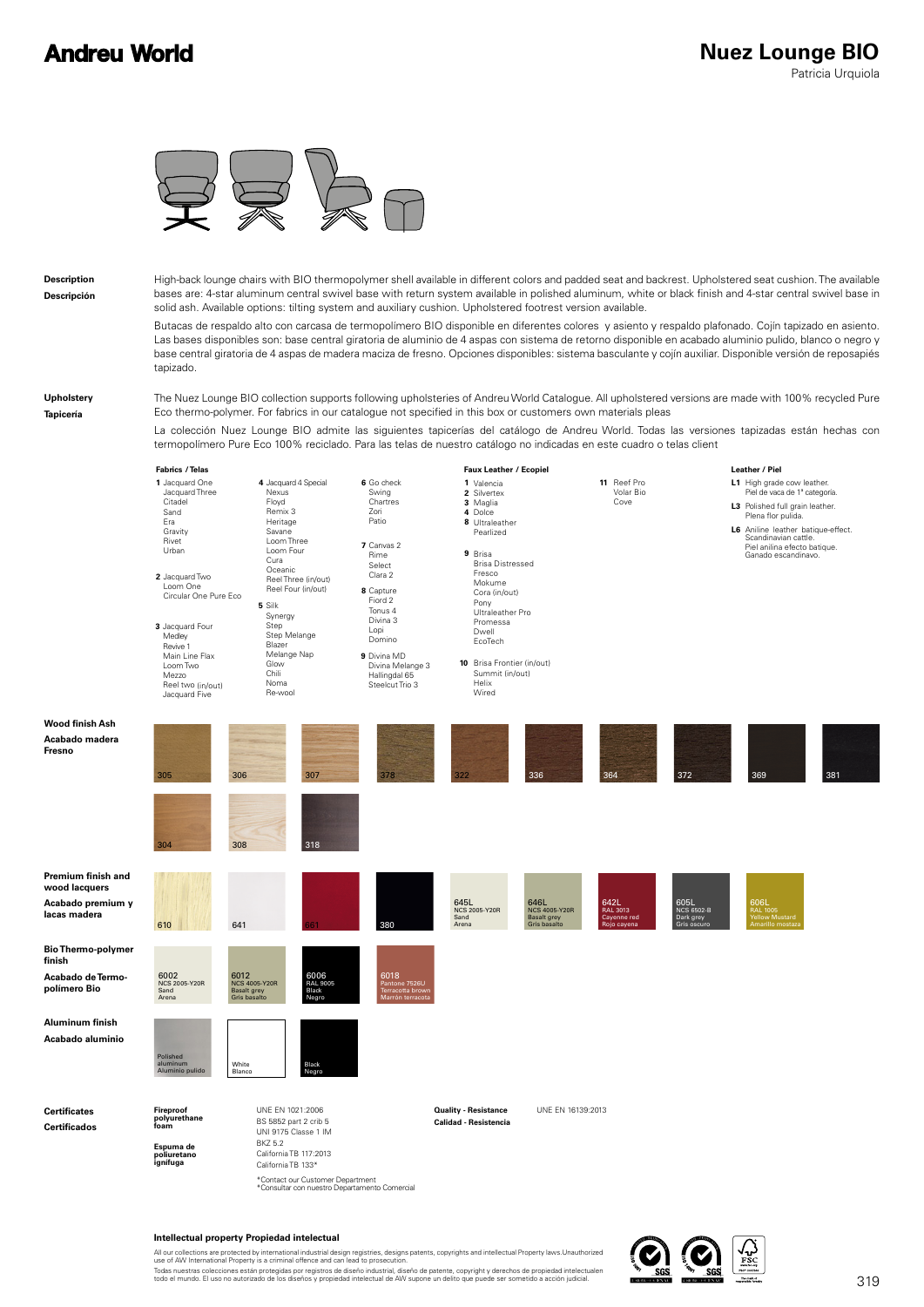# Andreu World

# Nuez Lounge BIO

Patricia Urquiola

**Description**
**Descripción**

High-back lounge chairs with BIO thermopolymer shell available in different colors and padded seat and backrest. Upholstered seat cushion. The available bases are: 4-star aluminum central swivel base with return system available in polished aluminum, white or black finish and 4-star central swivel base in solid ash. Available options: tilting system and auxiliary cushion. Upholstered footrest version available.

Butacas de respaldo alto con carcasa de termopolímero BIO disponible en diferentes colores y asiento y respaldo plafonado. Cojín tapizado en asiento. Las bases disponibles son: base central giratoria de aluminio de 4 aspas con sistema de retorno disponible en acabado aluminio pulido, blanco o negro y base central giratoria de 4 aspas de madera maciza de fresno. Opciones disponibles: sistema basculante y cojín auxiliar. Disponible versión de reposapiés tapizado.

**Upholstery**
**Tapicería**

The Nuez Lounge BIO collection supports following upholsteries of Andreu World Catalogue. All upholstered versions are made with 100% recycled Pure Eco thermo-polymer. For fabrics in our catalogue not specified in this box or customers own materials pleas

La colección Nuez Lounge BIO admite las siguientes tapicerías del catálogo de Andreu World. Todas las versiones tapizadas están hechas con termopolímero Pure Eco 100% reciclado. Para las telas de nuestro catálogo no indicadas en este cuadro o telas client

**Fabrics / Telas**

**1** Jacquard One, Jacquard Three, Citadel, Sand, Era, Gravity, Rivet, Urban

**2** Jacquard Two, Loom One, Circular One Pure Eco

**3** Jacquard Four, Medley, Revive 1, Main Line Flax, Loom Two, Mezzo, Reel two (in/out), Jacquard Five

**4** Jacquard 4 Special, Nexus, Floyd, Remix 3, Heritage, Savane, Loom Three, Loom Four, Cura, Oceanic, Reel Three (in/out), Reel Four (in/out)

**5** Silk, Synergy, Step, Step Melange, Blazer, Melange Nap, Glow, Chili, Noma, Re-wool

**6** Go check, Swing, Chartres, Zori, Patio

**7** Canvas 2, Rime, Select, Clara 2

**8** Capture, Fiord 2, Tonus 4, Divina 3, Lopi, Domino

**9** Divina MD, Divina Melange 3, Hallingdal 65, Steelcut Trio 3

**Faux Leather / Ecopiel**

**1** Valencia
**2** Silvertex
**3** Maglia
**4** Dolce
**8** Ultraleather, Pearlized

**9** Brisa, Brisa Distressed, Fresco, Mokume, Cora (in/out), Pony, Ultraleather Pro, Promessa, Dwell, EcoTech

**10** Brisa Frontier (in/out), Summit (in/out), Helix, Wired

**11** Reef Pro, Volar Bio, Cove

**Leather / Piel**

**L1** High grade cow leather. Piel de vaca de 1ª categoría.

**L3** Polished full grain leather. Plena flor pulida.

**L6** Aniline leather batique-effect. Scandinavian cattle. Piel anilina efecto batique. Ganado escandinavo.

**Wood finish Ash**
**Acabado madera Fresno**

305, 306, 307, 378, 322, 336, 364, 372, 369, 381, 304, 308, 318

**Premium finish and wood lacquers**
**Acabado premium y lacas madera**

610, 641, 661, 380, 645L NCS 2005-Y20R Sand Arena, 646L NCS 4005-Y20R Basalt grey Gris basalto, 642L RAL 3013 Cayenne red Rojo cayena, 605L NCS 6502-B Dark grey Gris oscuro, 606L RAL 1005 Yellow Mustard Amarillo mostaza

**Bio Thermo-polymer finish**
**Acabado de Termo-polímero Bio**

6002 NCS 2005-Y20R Sand Arena, 6012 NCS 4005-Y20R Basalt grey Gris basalto, 6006 RAL 9005 Black Negro, 6018 Pantone 7526U Terracotta brown Marrón terracota

**Aluminum finish**
**Acabado aluminio**

Polished aluminum / Aluminio pulido, White / Blanco, Black / Negro

**Certificates**
**Certificados**

| | | | |
|---|---|---|---|
| **Fireproof polyurethane foam** / **Espuma de poliuretano ignífuga** | UNE EN 1021:2006<br>BS 5852 part 2 crib 5<br>UNI 9175 Classe 1 IM<br>BKZ 5.2<br>California TB 117:2013<br>California TB 133* | **Quality - Resistance** / **Calidad - Resistencia** | UNE EN 16139:2013 |

*Contact our Customer Department
*Consultar con nuestro Departamento Comercial

**Intellectual property Propiedad intelectual**

All our collections are protected by international industrial design registries, designs patents, copyrights and intellectual Property laws.Unauthorized use of AW International Property is a criminal offence and can lead to prosecution.

Todas nuestras colecciones están protegidas por registros de diseño industrial, diseño de patente, copyright y derechos de propiedad intelectuales todo el mundo. El uso no autorizado de los diseños y propiedad intelectual de AW supone un delito que puede ser sometido a acción judicial.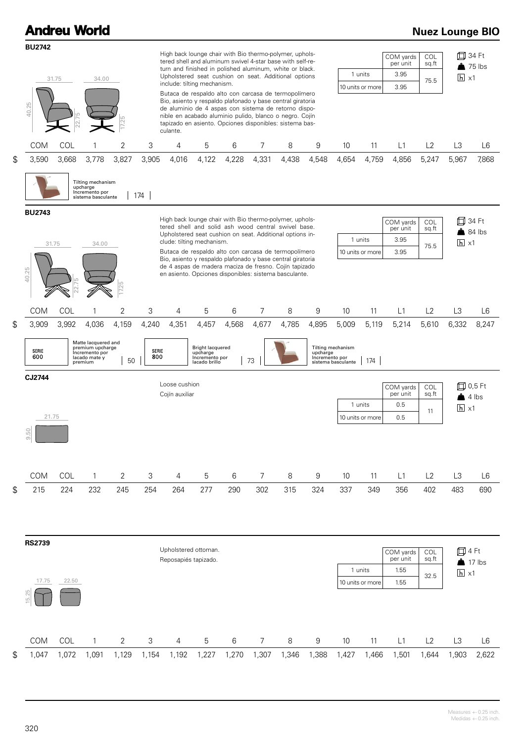## BU2742

31.75 | 34.00 | 40.25 | 22.75 | 17.25

High back lounge chair with Bio thermo-polymer, upholstered shell and aluminum swivel 4-star base with self-return and finished in polished aluminum, white or black. Upholstered seat cushion on seat. Additional options include: tilting mechanism.

Butaca de respaldo alto con carcasa de termopolímero Bio, asiento y respaldo plafonado y base central giratoria de aluminio de 4 aspas con sistema de retorno disponible en acabado aluminio pulido, blanco o negro. Cojín tapizado en asiento. Opciones disponibles: sistema basculante.

| | COM yards per unit | COL sq.ft |
|---|---|---|
| 1 units | 3.95 | 75.5 |
| 10 units or more | 3.95 | |

34 Ft — 75 lbs — x1

| | COM | COL | 1 | 2 | 3 | 4 | 5 | 6 | 7 | 8 | 9 | 10 | 11 | L1 | L2 | L3 | L6 |
|---|---|---|---|---|---|---|---|---|---|---|---|---|---|---|---|---|---|
| $ | 3,590 | 3,668 | 3,778 | 3,827 | 3,905 | 4,016 | 4,122 | 4,228 | 4,331 | 4,438 | 4,548 | 4,654 | 4,759 | 4,856 | 5,247 | 5,967 | 7,868 |

Tilting mechanism upcharge / Incremento por sistema basculante | 174

## BU2743

31.75 | 34.00 | 40.25 | 22.75 | 17.25

High back lounge chair with Bio thermo-polymer, upholstered shell and solid ash wood central swivel base. Upholstered seat cushion on seat. Additional options include: tilting mechanism.

Butaca de respaldo alto con carcasa de termopolímero Bio, asiento y respaldo plafonado y base central giratoria de 4 aspas de madera maciza de fresno. Cojín tapizado en asiento. Opciones disponibles: sistema basculante.

| | COM yards per unit | COL sq.ft |
|---|---|---|
| 1 units | 3.95 | 75.5 |
| 10 units or more | 3.95 | |

34 Ft — 84 lbs — x1

| | COM | COL | 1 | 2 | 3 | 4 | 5 | 6 | 7 | 8 | 9 | 10 | 11 | L1 | L2 | L3 | L6 |
|---|---|---|---|---|---|---|---|---|---|---|---|---|---|---|---|---|---|
| $ | 3,909 | 3,992 | 4,036 | 4,159 | 4,240 | 4,351 | 4,457 | 4,568 | 4,677 | 4,785 | 4,895 | 5,009 | 5,119 | 5,214 | 5,610 | 6,332 | 8,247 |

SERIE 600 — Matte lacquered and premium upcharge / Incremento por lacado mate y premium | 50

SERIE 800 — Bright lacquered upcharge / Incremento por lacado brillo | 73

Tilting mechanism upcharge / Incremento por sistema basculante | 174

## CJ2744

21.75 | 9.50

Loose cushion

Cojín auxiliar

| | COM yards per unit | COL sq.ft |
|---|---|---|
| 1 units | 0.5 | 11 |
| 10 units or more | 0.5 | |

0,5 Ft — 4 lbs — x1

| | COM | COL | 1 | 2 | 3 | 4 | 5 | 6 | 7 | 8 | 9 | 10 | 11 | L1 | L2 | L3 | L6 |
|---|---|---|---|---|---|---|---|---|---|---|---|---|---|---|---|---|---|
| $ | 215 | 224 | 232 | 245 | 254 | 264 | 277 | 290 | 302 | 315 | 324 | 337 | 349 | 356 | 402 | 483 | 690 |

## RS2739

17.75 | 22.50 | 15.25

Upholstered ottoman.

Reposapiés tapizado.

| | COM yards per unit | COL sq.ft |
|---|---|---|
| 1 units | 1.55 | 32.5 |
| 10 units or more | 1.55 | |

4 Ft — 17 lbs — x1

| | COM | COL | 1 | 2 | 3 | 4 | 5 | 6 | 7 | 8 | 9 | 10 | 11 | L1 | L2 | L3 | L6 |
|---|---|---|---|---|---|---|---|---|---|---|---|---|---|---|---|---|---|
| $ | 1,047 | 1,072 | 1,091 | 1,129 | 1,154 | 1,192 | 1,227 | 1,270 | 1,307 | 1,346 | 1,388 | 1,427 | 1,466 | 1,501 | 1,644 | 1,903 | 2,622 |

Measures +- 0.25 inch.
Medidas +- 0.25 inch.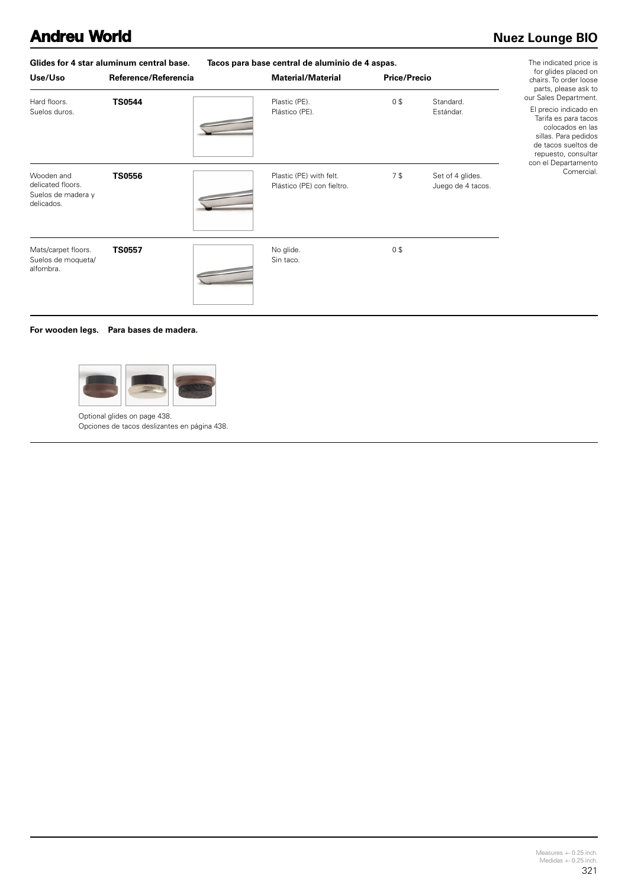**Glides for 4 star aluminum central base.** **Tacos para base central de aluminio de 4 aspas.**

| Use/Uso | Reference/Referencia | Material/Material | Price/Precio | |
|---|---|---|---|---|
| Hard floors. Suelos duros. | **TS0544** | Plastic (PE). Plástico (PE). | 0 $ | Standard. Estándar. |
| Wooden and delicated floors. Suelos de madera y delicados. | **TS0556** | Plastic (PE) with felt. Plástico (PE) con fieltro. | 7 $ | Set of 4 glides. Juego de 4 tacos. |
| Mats/carpet floors. Suelos de moqueta/ alfombra. | **TS0557** | No glide. Sin taco. | 0 $ | |

The indicated price is for glides placed on chairs. To order loose parts, please ask to our Sales Department.

El precio indicado en Tarifa es para tacos colocados en las sillas. Para pedidos de tacos sueltos de repuesto, consultar con el Departamento Comercial.

**For wooden legs.** **Para bases de madera.**

Optional glides on page 438.
Opciones de tacos deslizantes en página 438.

Measures +- 0.25 inch.
Medidas +- 0.25 inch.